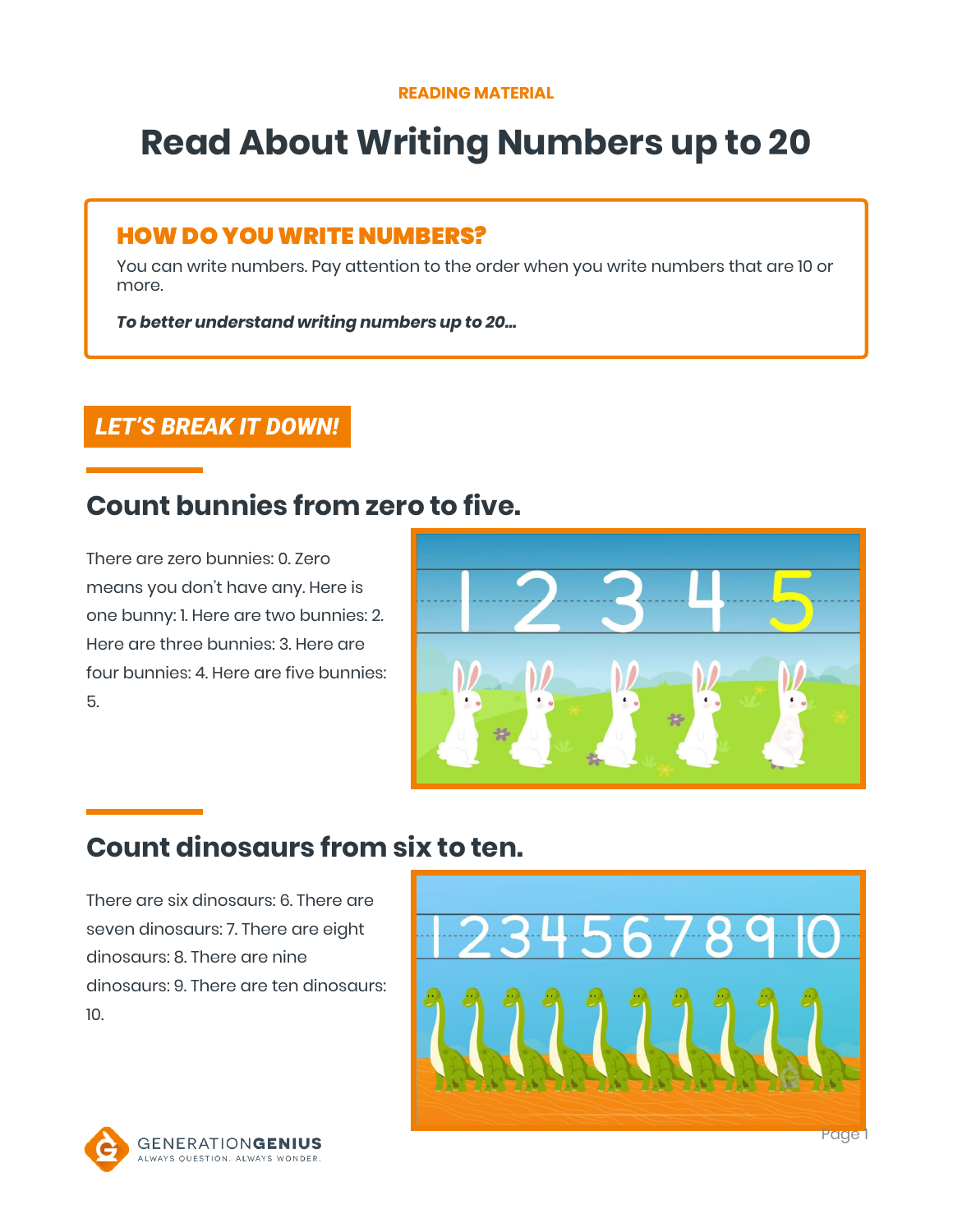READING MATERIAL

# Read About Writing Numbers up to 20

## HOW DO YOU WRITE NUMBERS?

You can write numbers. Pay attention to the order when you write numbers that are 10 or more.

***To better understand writing numbers up to 20...***

## LET'S BREAK IT DOWN!

### Count bunnies from zero to five.

There are zero bunnies: 0. Zero means you don't have any. Here is one bunny: 1. Here are two bunnies: 2. Here are three bunnies: 3. Here are four bunnies: 4. Here are five bunnies: 5.

### Count dinosaurs from six to ten.

There are six dinosaurs: 6. There are seven dinosaurs: 7. There are eight dinosaurs: 8. There are nine dinosaurs: 9. There are ten dinosaurs: 10.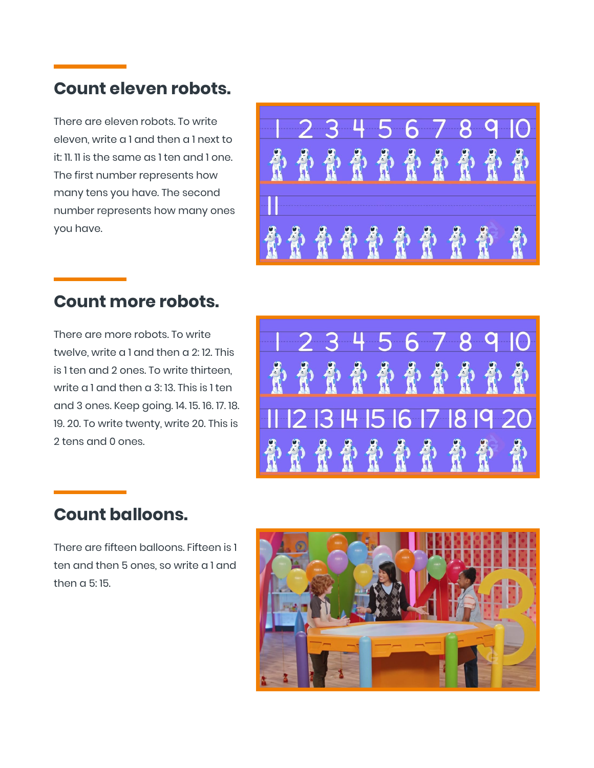## Count eleven robots.

There are eleven robots. To write eleven, write a 1 and then a 1 next to it: 11. 11 is the same as 1 ten and 1 one. The first number represents how many tens you have. The second number represents how many ones you have.

## Count more robots.

There are more robots. To write twelve, write a 1 and then a 2: 12. This is 1 ten and 2 ones. To write thirteen, write a 1 and then a 3: 13. This is 1 ten and 3 ones. Keep going. 14. 15. 16. 17. 18. 19. 20. To write twenty, write 20. This is 2 tens and 0 ones.

## Count balloons.

There are fifteen balloons. Fifteen is 1 ten and then 5 ones, so write a 1 and then a 5: 15.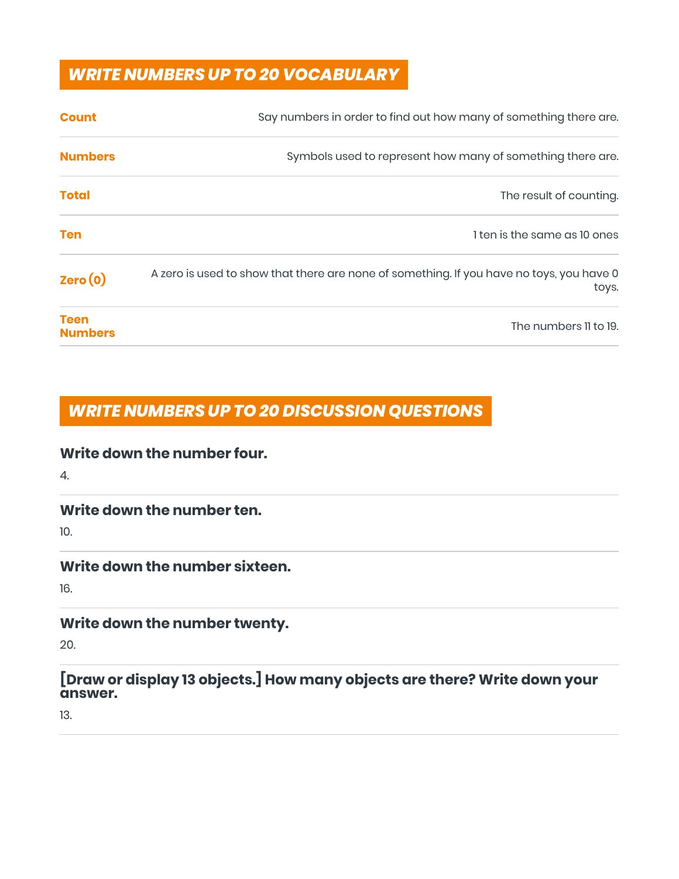## WRITE NUMBERS UP TO 20 VOCABULARY

| | |
|---|---|
| **Count** | Say numbers in order to find out how many of something there are. |
| **Numbers** | Symbols used to represent how many of something there are. |
| **Total** | The result of counting. |
| **Ten** | 1 ten is the same as 10 ones |
| **Zero (0)** | A zero is used to show that there are none of something. If you have no toys, you have 0 toys. |
| **Teen Numbers** | The numbers 11 to 19. |

## WRITE NUMBERS UP TO 20 DISCUSSION QUESTIONS

### Write down the number four.

4.

### Write down the number ten.

10.

### Write down the number sixteen.

16.

### Write down the number twenty.

20.

### [Draw or display 13 objects.] How many objects are there? Write down your answer.

13.